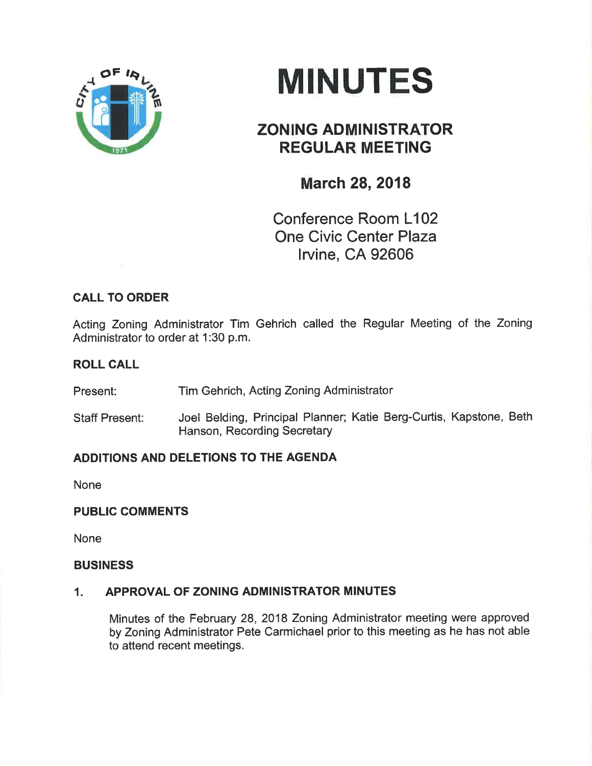# MINUTES

## ZONING ADMINISTRATOR REGULAR MEETING

### March 28, 2018

Conference Room L102
One Civic Center Plaza
Irvine, CA 92606

### CALL TO ORDER

Acting Zoning Administrator Tim Gehrich called the Regular Meeting of the Zoning Administrator to order at 1:30 p.m.

### ROLL CALL

Present: Tim Gehrich, Acting Zoning Administrator

Staff Present: Joel Belding, Principal Planner; Katie Berg-Curtis, Kapstone, Beth Hanson, Recording Secretary

### ADDITIONS AND DELETIONS TO THE AGENDA

None

### PUBLIC COMMENTS

None

### BUSINESS

#### 1. APPROVAL OF ZONING ADMINISTRATOR MINUTES

Minutes of the February 28, 2018 Zoning Administrator meeting were approved by Zoning Administrator Pete Carmichael prior to this meeting as he has not able to attend recent meetings.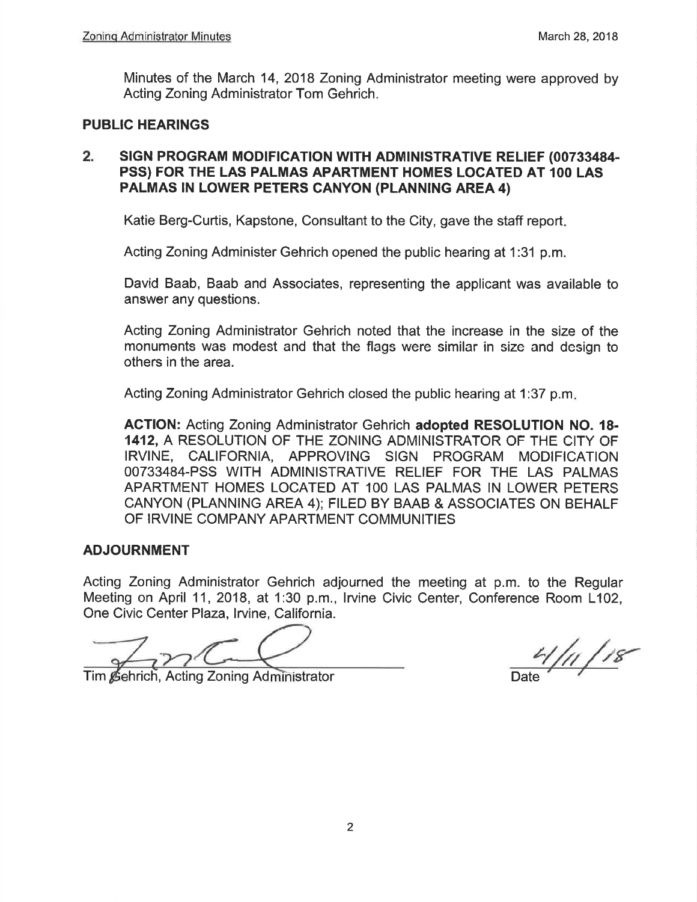Minutes of the March 14, 2018 Zoning Administrator meeting were approved by Acting Zoning Administrator Tom Gehrich.

## PUBLIC HEARINGS

**2. SIGN PROGRAM MODIFICATION WITH ADMINISTRATIVE RELIEF (00733484-PSS) FOR THE LAS PALMAS APARTMENT HOMES LOCATED AT 100 LAS PALMAS IN LOWER PETERS CANYON (PLANNING AREA 4)**

Katie Berg-Curtis, Kapstone, Consultant to the City, gave the staff report.

Acting Zoning Administer Gehrich opened the public hearing at 1:31 p.m.

David Baab, Baab and Associates, representing the applicant was available to answer any questions.

Acting Zoning Administrator Gehrich noted that the increase in the size of the monuments was modest and that the flags were similar in size and design to others in the area.

Acting Zoning Administrator Gehrich closed the public hearing at 1:37 p.m.

**ACTION:** Acting Zoning Administrator Gehrich **adopted RESOLUTION NO. 18-1412,** A RESOLUTION OF THE ZONING ADMINISTRATOR OF THE CITY OF IRVINE, CALIFORNIA, APPROVING SIGN PROGRAM MODIFICATION 00733484-PSS WITH ADMINISTRATIVE RELIEF FOR THE LAS PALMAS APARTMENT HOMES LOCATED AT 100 LAS PALMAS IN LOWER PETERS CANYON (PLANNING AREA 4); FILED BY BAAB & ASSOCIATES ON BEHALF OF IRVINE COMPANY APARTMENT COMMUNITIES

## ADJOURNMENT

Acting Zoning Administrator Gehrich adjourned the meeting at p.m. to the Regular Meeting on April 11, 2018, at 1:30 p.m., Irvine Civic Center, Conference Room L102, One Civic Center Plaza, Irvine, California.

Tim Gehrich, Acting Zoning Administrator

4/11/18
Date